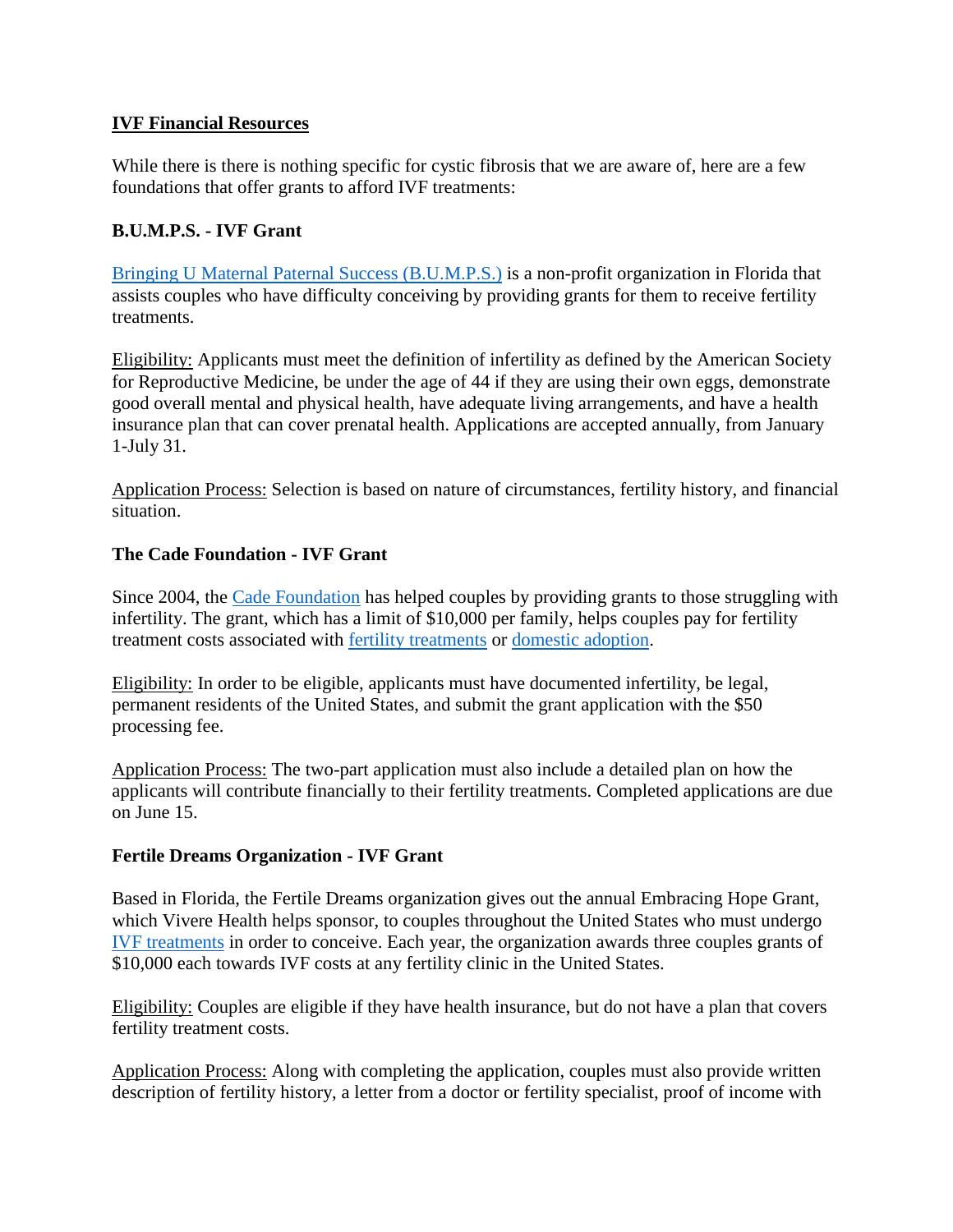## IVF Financial Resources

While there is there is nothing specific for cystic fibrosis that we are aware of, here are a few foundations that offer grants to afford IVF treatments:

### B.U.M.P.S. - IVF Grant

Bringing U Maternal Paternal Success (B.U.M.P.S.) is a non-profit organization in Florida that assists couples who have difficulty conceiving by providing grants for them to receive fertility treatments.

Eligibility: Applicants must meet the definition of infertility as defined by the American Society for Reproductive Medicine, be under the age of 44 if they are using their own eggs, demonstrate good overall mental and physical health, have adequate living arrangements, and have a health insurance plan that can cover prenatal health. Applications are accepted annually, from January 1-July 31.

Application Process: Selection is based on nature of circumstances, fertility history, and financial situation.

### The Cade Foundation - IVF Grant

Since 2004, the Cade Foundation has helped couples by providing grants to those struggling with infertility. The grant, which has a limit of $10,000 per family, helps couples pay for fertility treatment costs associated with fertility treatments or domestic adoption.

Eligibility: In order to be eligible, applicants must have documented infertility, be legal, permanent residents of the United States, and submit the grant application with the $50 processing fee.

Application Process: The two-part application must also include a detailed plan on how the applicants will contribute financially to their fertility treatments. Completed applications are due on June 15.

### Fertile Dreams Organization - IVF Grant

Based in Florida, the Fertile Dreams organization gives out the annual Embracing Hope Grant, which Vivere Health helps sponsor, to couples throughout the United States who must undergo IVF treatments in order to conceive. Each year, the organization awards three couples grants of $10,000 each towards IVF costs at any fertility clinic in the United States.

Eligibility: Couples are eligible if they have health insurance, but do not have a plan that covers fertility treatment costs.

Application Process: Along with completing the application, couples must also provide written description of fertility history, a letter from a doctor or fertility specialist, proof of income with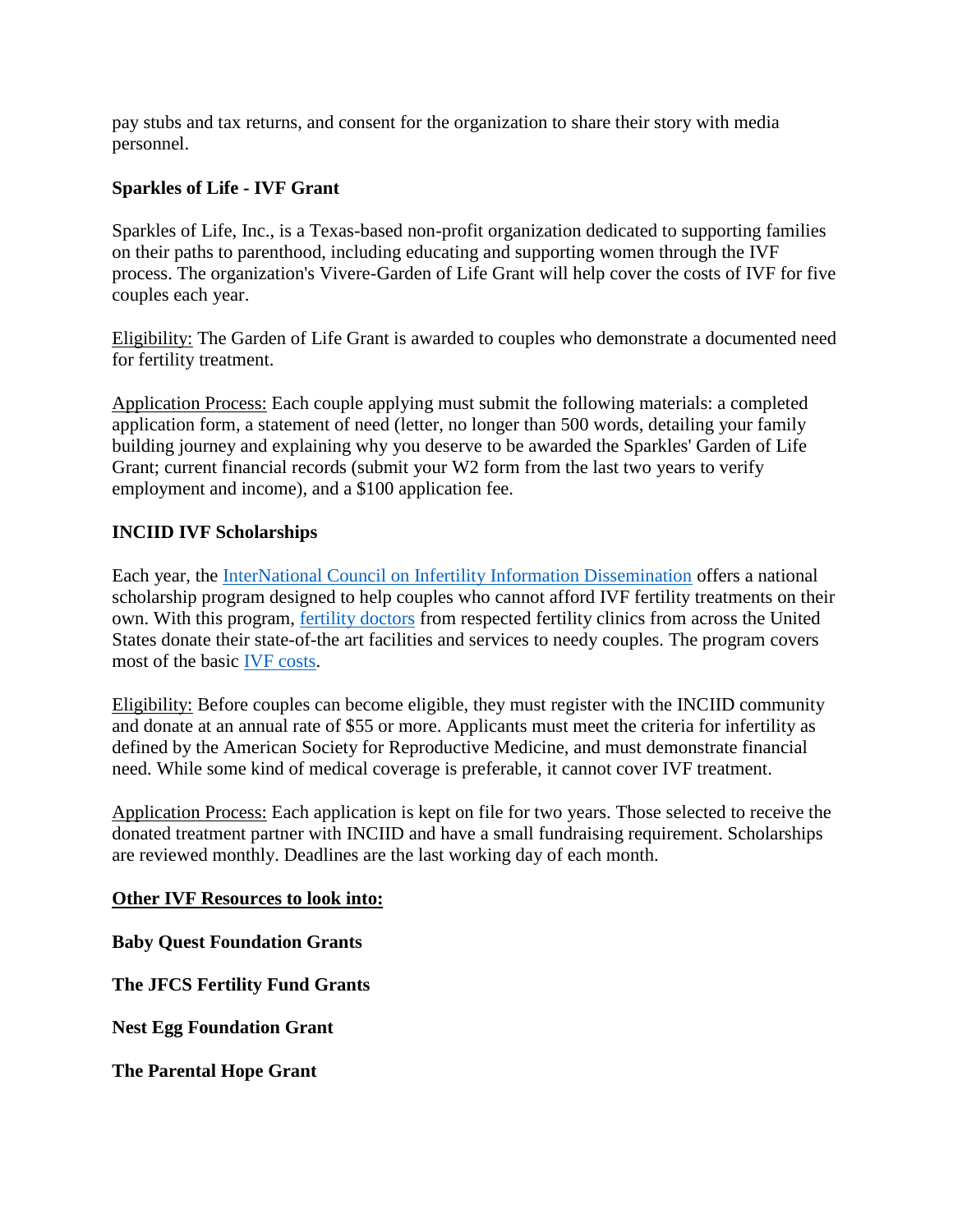pay stubs and tax returns, and consent for the organization to share their story with media personnel.

**Sparkles of Life - IVF Grant**

Sparkles of Life, Inc., is a Texas-based non-profit organization dedicated to supporting families on their paths to parenthood, including educating and supporting women through the IVF process. The organization's Vivere-Garden of Life Grant will help cover the costs of IVF for five couples each year.

Eligibility: The Garden of Life Grant is awarded to couples who demonstrate a documented need for fertility treatment.

Application Process: Each couple applying must submit the following materials: a completed application form, a statement of need (letter, no longer than 500 words, detailing your family building journey and explaining why you deserve to be awarded the Sparkles' Garden of Life Grant; current financial records (submit your W2 form from the last two years to verify employment and income), and a $100 application fee.

**INCIID IVF Scholarships**

Each year, the InterNational Council on Infertility Information Dissemination offers a national scholarship program designed to help couples who cannot afford IVF fertility treatments on their own. With this program, fertility doctors from respected fertility clinics from across the United States donate their state-of-the art facilities and services to needy couples. The program covers most of the basic IVF costs.

Eligibility: Before couples can become eligible, they must register with the INCIID community and donate at an annual rate of $55 or more. Applicants must meet the criteria for infertility as defined by the American Society for Reproductive Medicine, and must demonstrate financial need. While some kind of medical coverage is preferable, it cannot cover IVF treatment.

Application Process: Each application is kept on file for two years. Those selected to receive the donated treatment partner with INCIID and have a small fundraising requirement. Scholarships are reviewed monthly. Deadlines are the last working day of each month.

**Other IVF Resources to look into:**

**Baby Quest Foundation Grants**

**The JFCS Fertility Fund Grants**

**Nest Egg Foundation Grant**

**The Parental Hope Grant**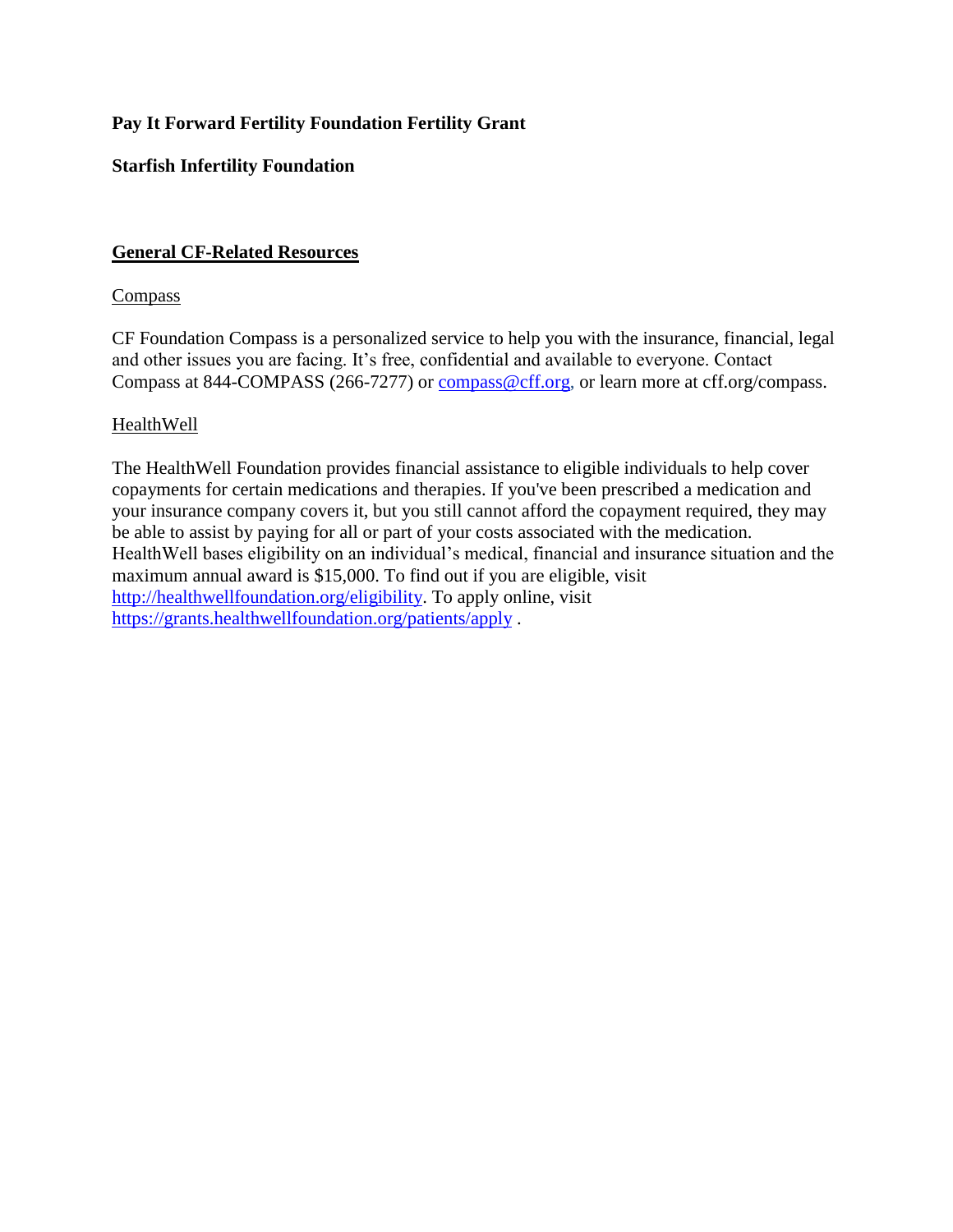**Pay It Forward Fertility Foundation Fertility Grant**

**Starfish Infertility Foundation**

## General CF-Related Resources

Compass

CF Foundation Compass is a personalized service to help you with the insurance, financial, legal and other issues you are facing. It's free, confidential and available to everyone. Contact Compass at 844-COMPASS (266-7277) or compass@cff.org, or learn more at cff.org/compass.

HealthWell

The HealthWell Foundation provides financial assistance to eligible individuals to help cover copayments for certain medications and therapies. If you've been prescribed a medication and your insurance company covers it, but you still cannot afford the copayment required, they may be able to assist by paying for all or part of your costs associated with the medication. HealthWell bases eligibility on an individual's medical, financial and insurance situation and the maximum annual award is $15,000. To find out if you are eligible, visit http://healthwellfoundation.org/eligibility. To apply online, visit https://grants.healthwellfoundation.org/patients/apply .